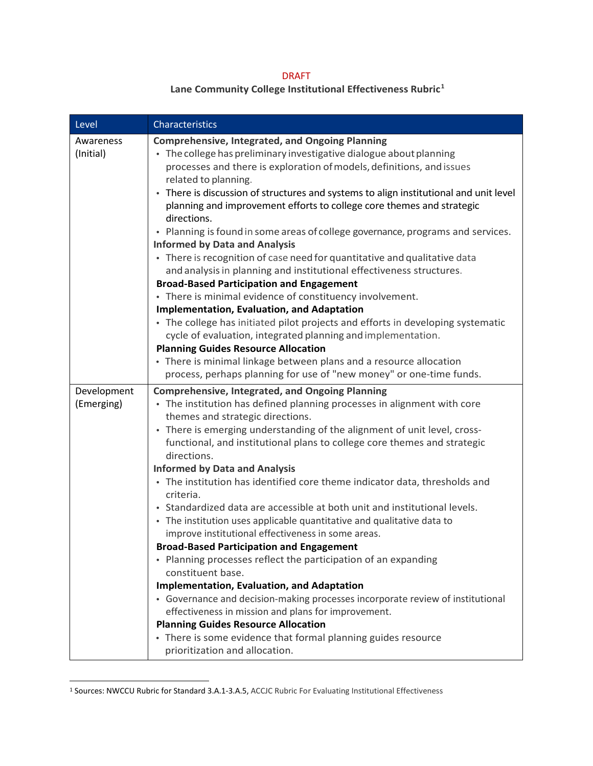DRAFT

**Lane Community College Institutional Effectiveness Rubric**[1]

| Level | Characteristics |
|---|---|
| Awareness (Initial) | **Comprehensive, Integrated, and Ongoing Planning**<br>• The college has preliminary investigative dialogue about planning processes and there is exploration of models, definitions, and issues related to planning.<br>• There is discussion of structures and systems to align institutional and unit level planning and improvement efforts to college core themes and strategic directions.<br>• Planning is found in some areas of college governance, programs and services.<br>**Informed by Data and Analysis**<br>• There is recognition of case need for quantitative and qualitative data and analysis in planning and institutional effectiveness structures.<br>**Broad-Based Participation and Engagement**<br>• There is minimal evidence of constituency involvement.<br>**Implementation, Evaluation, and Adaptation**<br>• The college has initiated pilot projects and efforts in developing systematic cycle of evaluation, integrated planning and implementation.<br>**Planning Guides Resource Allocation**<br>• There is minimal linkage between plans and a resource allocation process, perhaps planning for use of "new money" or one-time funds. |
| Development (Emerging) | **Comprehensive, Integrated, and Ongoing Planning**<br>• The institution has defined planning processes in alignment with core themes and strategic directions.<br>• There is emerging understanding of the alignment of unit level, cross-functional, and institutional plans to college core themes and strategic directions.<br>**Informed by Data and Analysis**<br>• The institution has identified core theme indicator data, thresholds and criteria.<br>• Standardized data are accessible at both unit and institutional levels.<br>• The institution uses applicable quantitative and qualitative data to improve institutional effectiveness in some areas.<br>**Broad-Based Participation and Engagement**<br>• Planning processes reflect the participation of an expanding constituent base.<br>**Implementation, Evaluation, and Adaptation**<br>• Governance and decision-making processes incorporate review of institutional effectiveness in mission and plans for improvement.<br>**Planning Guides Resource Allocation**<br>• There is some evidence that formal planning guides resource prioritization and allocation. |

[1] Sources: NWCCU Rubric for Standard 3.A.1-3.A.5, ACCJC Rubric For Evaluating Institutional Effectiveness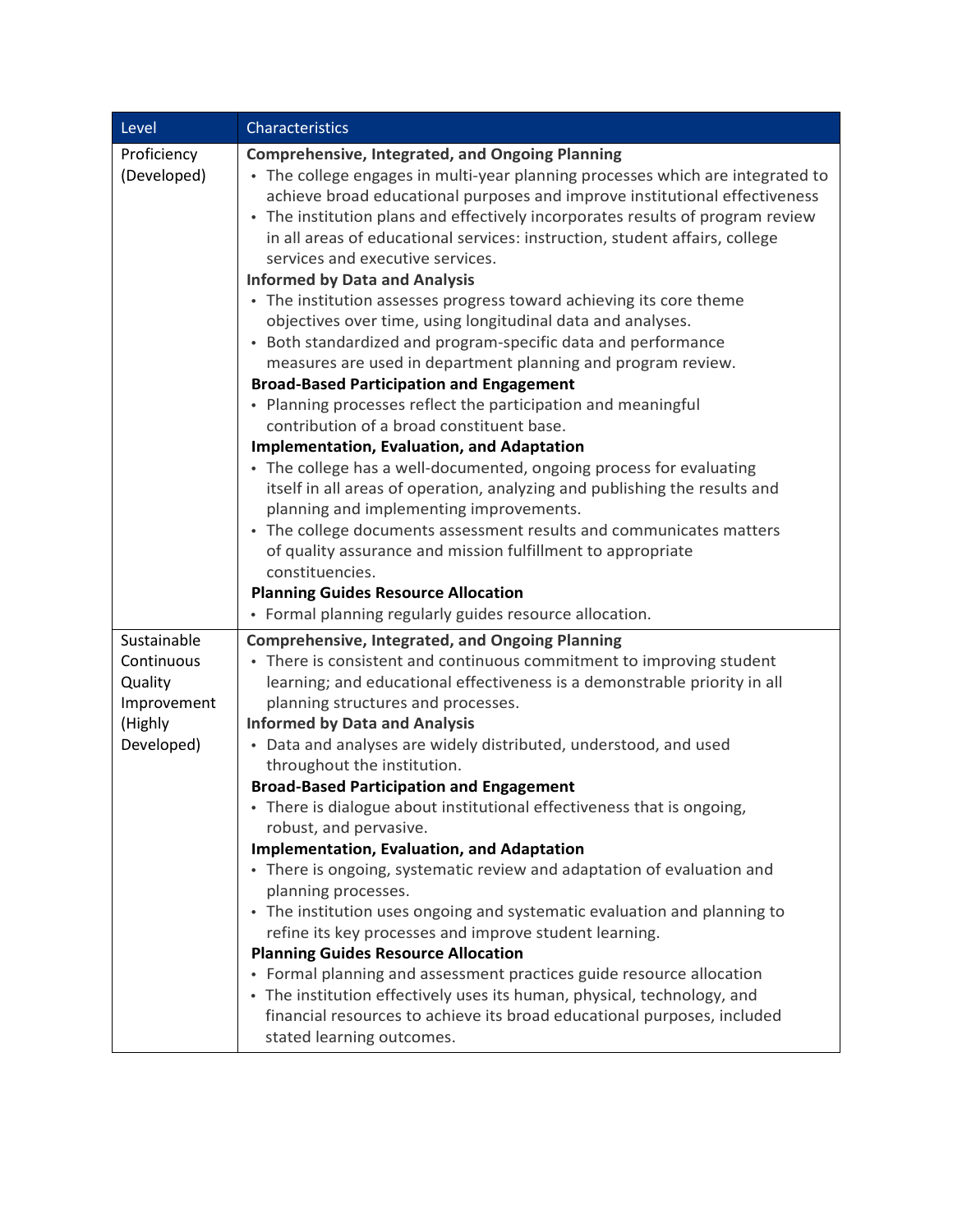| Level | Characteristics |
| --- | --- |
| Proficiency (Developed) | **Comprehensive, Integrated, and Ongoing Planning**<br>• The college engages in multi-year planning processes which are integrated to achieve broad educational purposes and improve institutional effectiveness<br>• The institution plans and effectively incorporates results of program review in all areas of educational services: instruction, student affairs, college services and executive services.<br>**Informed by Data and Analysis**<br>• The institution assesses progress toward achieving its core theme objectives over time, using longitudinal data and analyses.<br>• Both standardized and program-specific data and performance measures are used in department planning and program review.<br>**Broad-Based Participation and Engagement**<br>• Planning processes reflect the participation and meaningful contribution of a broad constituent base.<br>**Implementation, Evaluation, and Adaptation**<br>• The college has a well-documented, ongoing process for evaluating itself in all areas of operation, analyzing and publishing the results and planning and implementing improvements.<br>• The college documents assessment results and communicates matters of quality assurance and mission fulfillment to appropriate constituencies.<br>**Planning Guides Resource Allocation**<br>• Formal planning regularly guides resource allocation. |
| Sustainable Continuous Quality Improvement (Highly Developed) | **Comprehensive, Integrated, and Ongoing Planning**<br>• There is consistent and continuous commitment to improving student learning; and educational effectiveness is a demonstrable priority in all planning structures and processes.<br>**Informed by Data and Analysis**<br>• Data and analyses are widely distributed, understood, and used throughout the institution.<br>**Broad-Based Participation and Engagement**<br>• There is dialogue about institutional effectiveness that is ongoing, robust, and pervasive.<br>**Implementation, Evaluation, and Adaptation**<br>• There is ongoing, systematic review and adaptation of evaluation and planning processes.<br>• The institution uses ongoing and systematic evaluation and planning to refine its key processes and improve student learning.<br>**Planning Guides Resource Allocation**<br>• Formal planning and assessment practices guide resource allocation<br>• The institution effectively uses its human, physical, technology, and financial resources to achieve its broad educational purposes, included stated learning outcomes. |